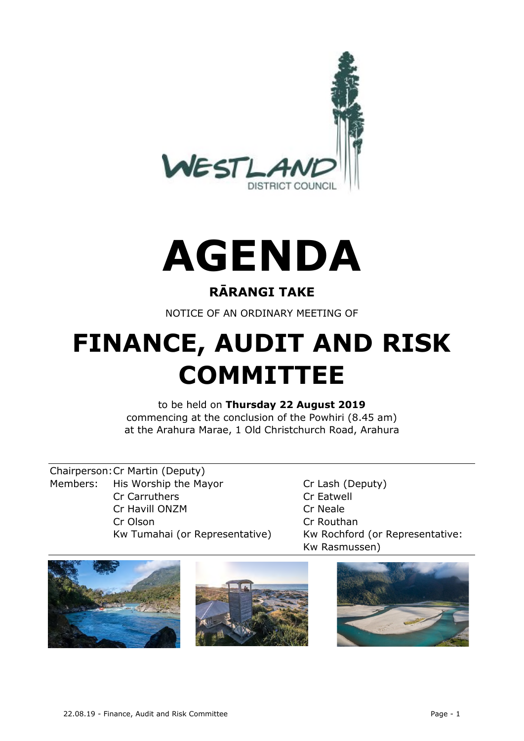WESTLAND DISTRICT COUNCIL

# AGENDA

## RĀRANGI TAKE

NOTICE OF AN ORDINARY MEETING OF

# FINANCE, AUDIT AND RISK COMMITTEE

to be held on **Thursday 22 August 2019**
commencing at the conclusion of the Powhiri (8.45 am)
at the Arahura Marae, 1 Old Christchurch Road, Arahura

Chairperson: Cr Martin (Deputy)

Members:
His Worship the Mayor
Cr Carruthers
Cr Havill ONZM
Cr Olson
Kw Tumahai (or Representative)
Cr Lash (Deputy)
Cr Eatwell
Cr Neale
Cr Routhan
Kw Rochford (or Representative: Kw Rasmussen)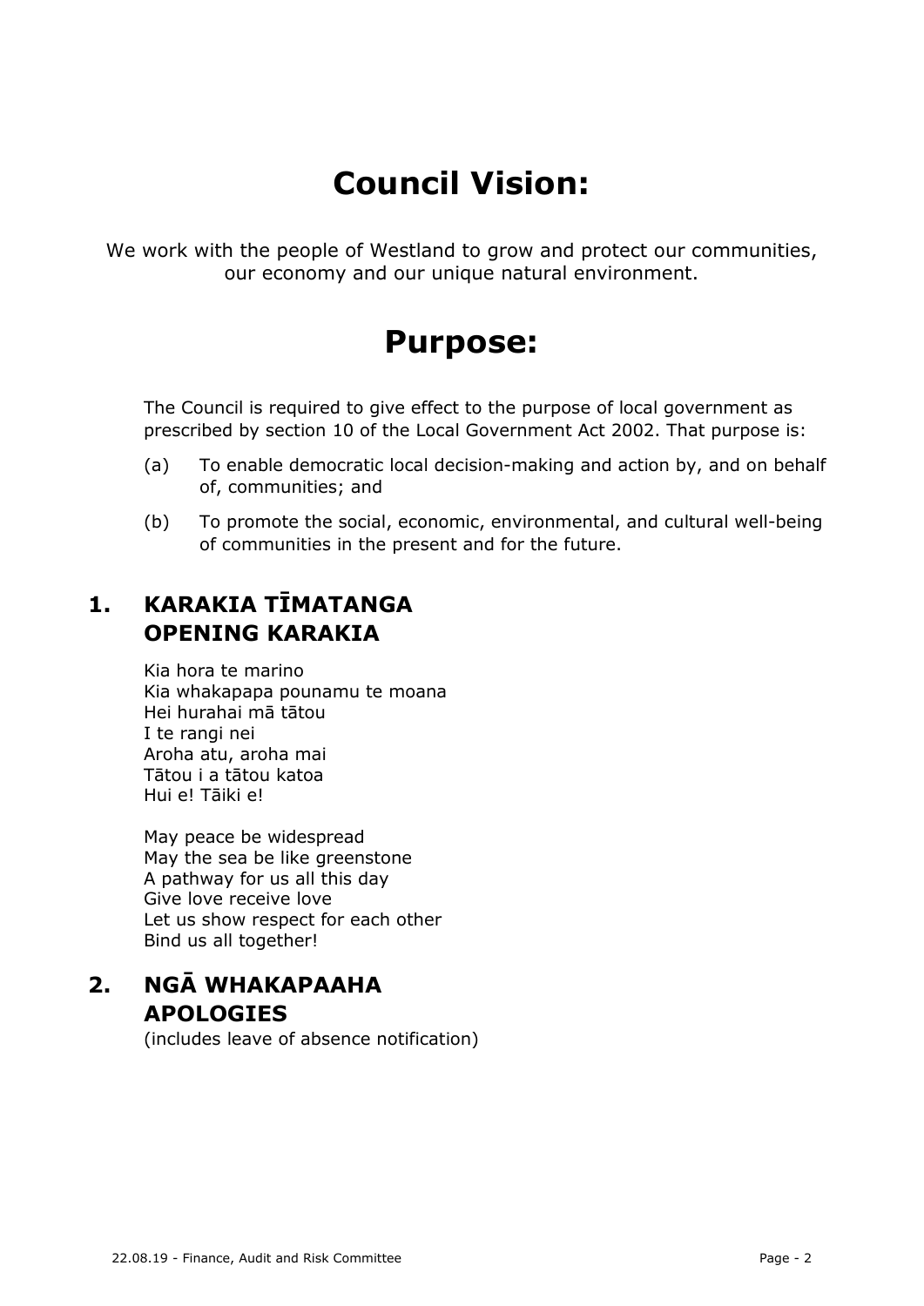# Council Vision:

We work with the people of Westland to grow and protect our communities, our economy and our unique natural environment.

# Purpose:

The Council is required to give effect to the purpose of local government as prescribed by section 10 of the Local Government Act 2002. That purpose is:

(a) To enable democratic local decision-making and action by, and on behalf of, communities; and

(b) To promote the social, economic, environmental, and cultural well-being of communities in the present and for the future.

## 1. KARAKIA TĪMATANGA OPENING KARAKIA

Kia hora te marino
Kia whakapapa pounamu te moana
Hei hurahai mā tātou
I te rangi nei
Aroha atu, aroha mai
Tātou i a tātou katoa
Hui e! Tāiki e!

May peace be widespread
May the sea be like greenstone
A pathway for us all this day
Give love receive love
Let us show respect for each other
Bind us all together!

## 2. NGĀ WHAKAPAAHA APOLOGIES

(includes leave of absence notification)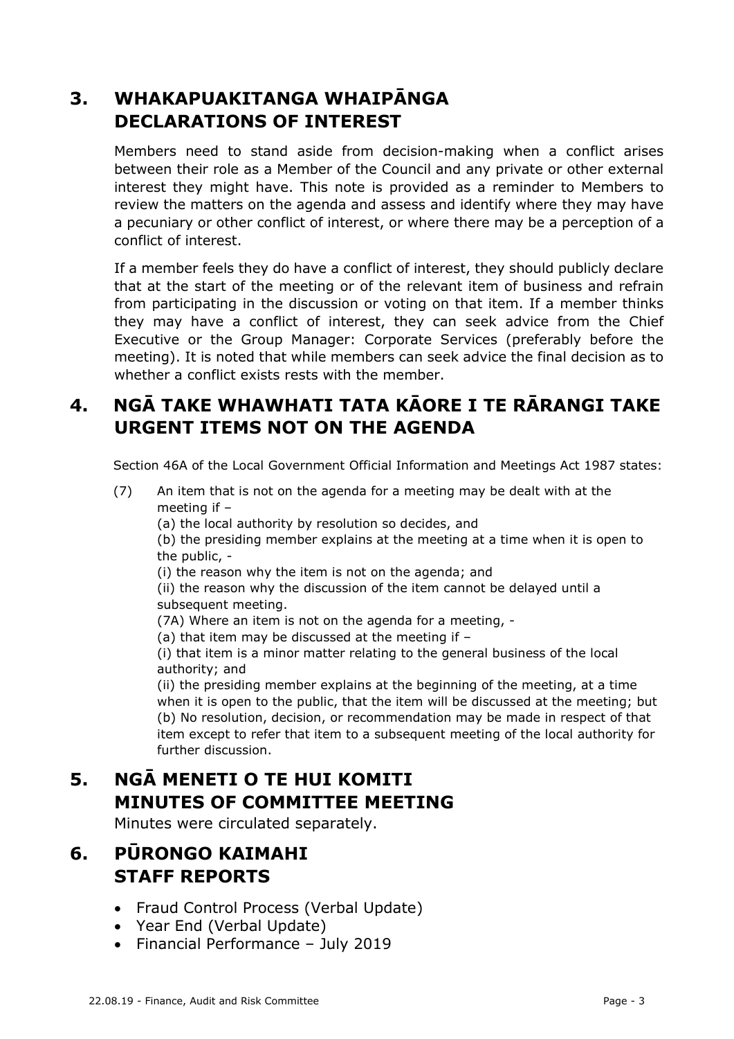## 3. WHAKAPUAKITANGA WHAIPĀNGA DECLARATIONS OF INTEREST

Members need to stand aside from decision-making when a conflict arises between their role as a Member of the Council and any private or other external interest they might have. This note is provided as a reminder to Members to review the matters on the agenda and assess and identify where they may have a pecuniary or other conflict of interest, or where there may be a perception of a conflict of interest.

If a member feels they do have a conflict of interest, they should publicly declare that at the start of the meeting or of the relevant item of business and refrain from participating in the discussion or voting on that item. If a member thinks they may have a conflict of interest, they can seek advice from the Chief Executive or the Group Manager: Corporate Services (preferably before the meeting). It is noted that while members can seek advice the final decision as to whether a conflict exists rests with the member.

## 4. NGĀ TAKE WHAWHATI TATA KĀORE I TE RĀRANGI TAKE URGENT ITEMS NOT ON THE AGENDA

Section 46A of the Local Government Official Information and Meetings Act 1987 states:

(7) An item that is not on the agenda for a meeting may be dealt with at the meeting if –
(a) the local authority by resolution so decides, and
(b) the presiding member explains at the meeting at a time when it is open to the public, -
(i) the reason why the item is not on the agenda; and
(ii) the reason why the discussion of the item cannot be delayed until a subsequent meeting.
(7A) Where an item is not on the agenda for a meeting, -
(a) that item may be discussed at the meeting if –
(i) that item is a minor matter relating to the general business of the local authority; and
(ii) the presiding member explains at the beginning of the meeting, at a time when it is open to the public, that the item will be discussed at the meeting; but
(b) No resolution, decision, or recommendation may be made in respect of that item except to refer that item to a subsequent meeting of the local authority for further discussion.

## 5. NGĀ MENETI O TE HUI KOMITI MINUTES OF COMMITTEE MEETING

Minutes were circulated separately.

## 6. PŪRONGO KAIMAHI STAFF REPORTS

- Fraud Control Process (Verbal Update)
- Year End (Verbal Update)
- Financial Performance – July 2019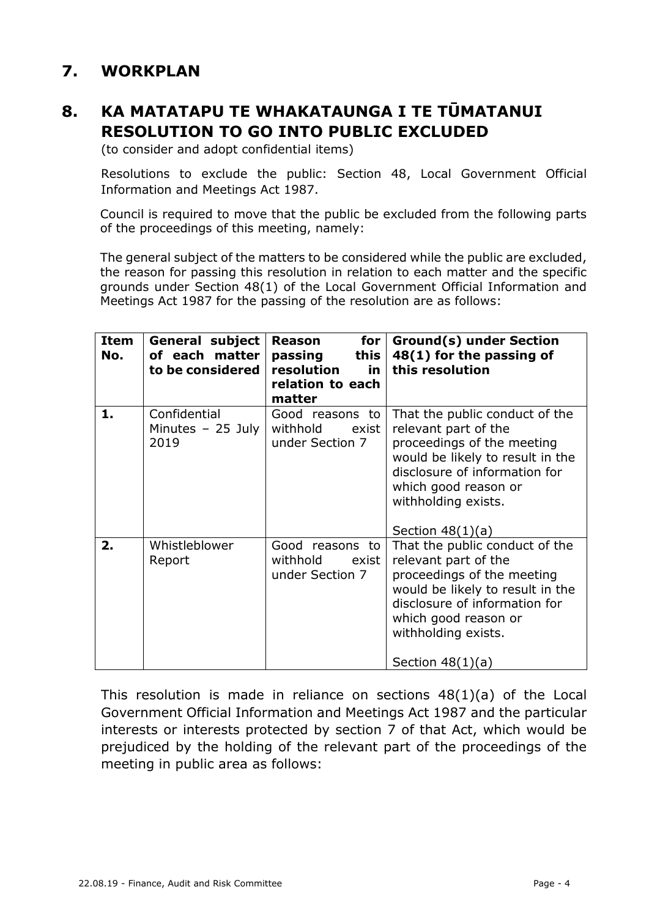## 7. WORKPLAN

## 8. KA MATATAPU TE WHAKATAUNGA I TE TŪMATANUI RESOLUTION TO GO INTO PUBLIC EXCLUDED

(to consider and adopt confidential items)

Resolutions to exclude the public: Section 48, Local Government Official Information and Meetings Act 1987.

Council is required to move that the public be excluded from the following parts of the proceedings of this meeting, namely:

The general subject of the matters to be considered while the public are excluded, the reason for passing this resolution in relation to each matter and the specific grounds under Section 48(1) of the Local Government Official Information and Meetings Act 1987 for the passing of the resolution are as follows:

| Item No. | General subject of each matter to be considered | Reason for passing this resolution in relation to each matter | Ground(s) under Section 48(1) for the passing of this resolution |
|---|---|---|---|
| 1. | Confidential Minutes – 25 July 2019 | Good reasons to withhold exist under Section 7 | That the public conduct of the relevant part of the proceedings of the meeting would be likely to result in the disclosure of information for which good reason or withholding exists.<br><br>Section 48(1)(a) |
| 2. | Whistleblower Report | Good reasons to withhold exist under Section 7 | That the public conduct of the relevant part of the proceedings of the meeting would be likely to result in the disclosure of information for which good reason or withholding exists.<br><br>Section 48(1)(a) |

This resolution is made in reliance on sections 48(1)(a) of the Local Government Official Information and Meetings Act 1987 and the particular interests or interests protected by section 7 of that Act, which would be prejudiced by the holding of the relevant part of the proceedings of the meeting in public area as follows: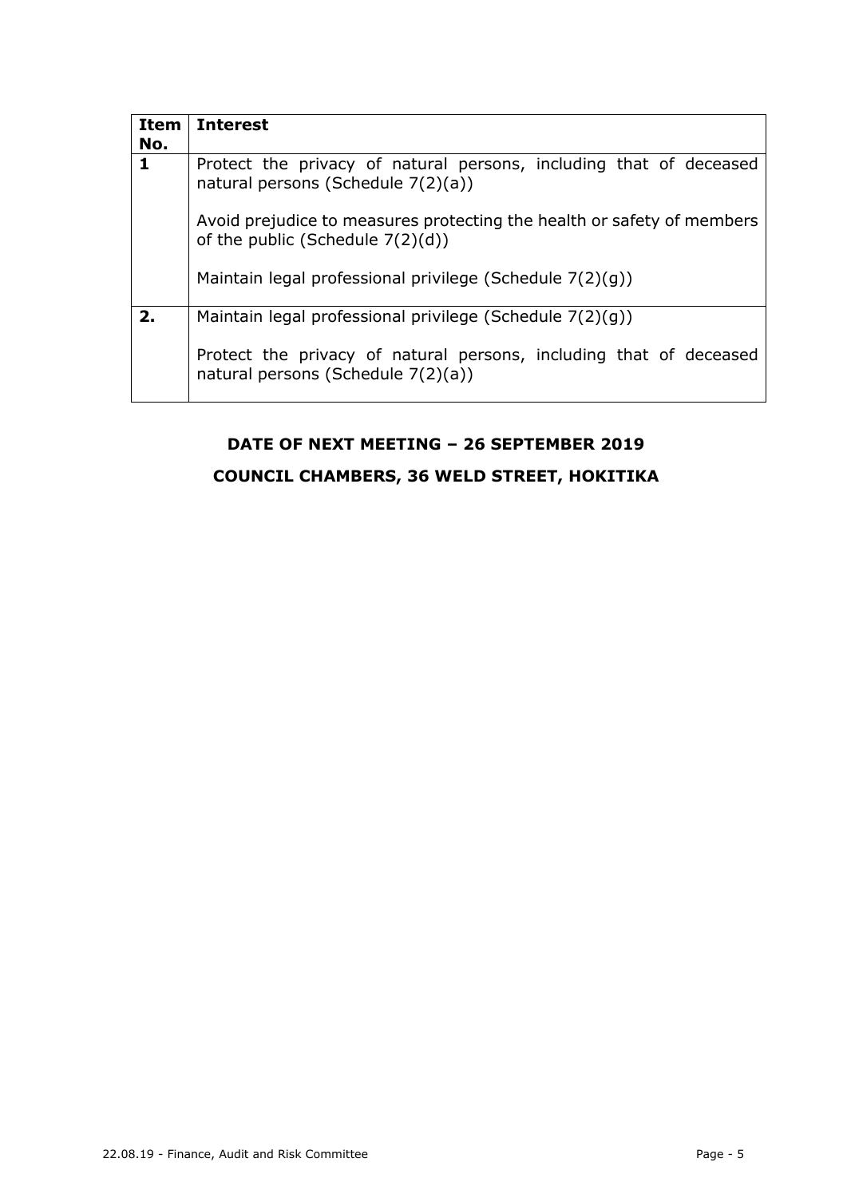| Item No. | Interest |
| --- | --- |
| 1 | Protect the privacy of natural persons, including that of deceased natural persons (Schedule 7(2)(a))<br><br>Avoid prejudice to measures protecting the health or safety of members of the public (Schedule 7(2)(d))<br><br>Maintain legal professional privilege (Schedule 7(2)(g)) |
| 2. | Maintain legal professional privilege (Schedule 7(2)(g))<br><br>Protect the privacy of natural persons, including that of deceased natural persons (Schedule 7(2)(a)) |

**DATE OF NEXT MEETING – 26 SEPTEMBER 2019**

**COUNCIL CHAMBERS, 36 WELD STREET, HOKITIKA**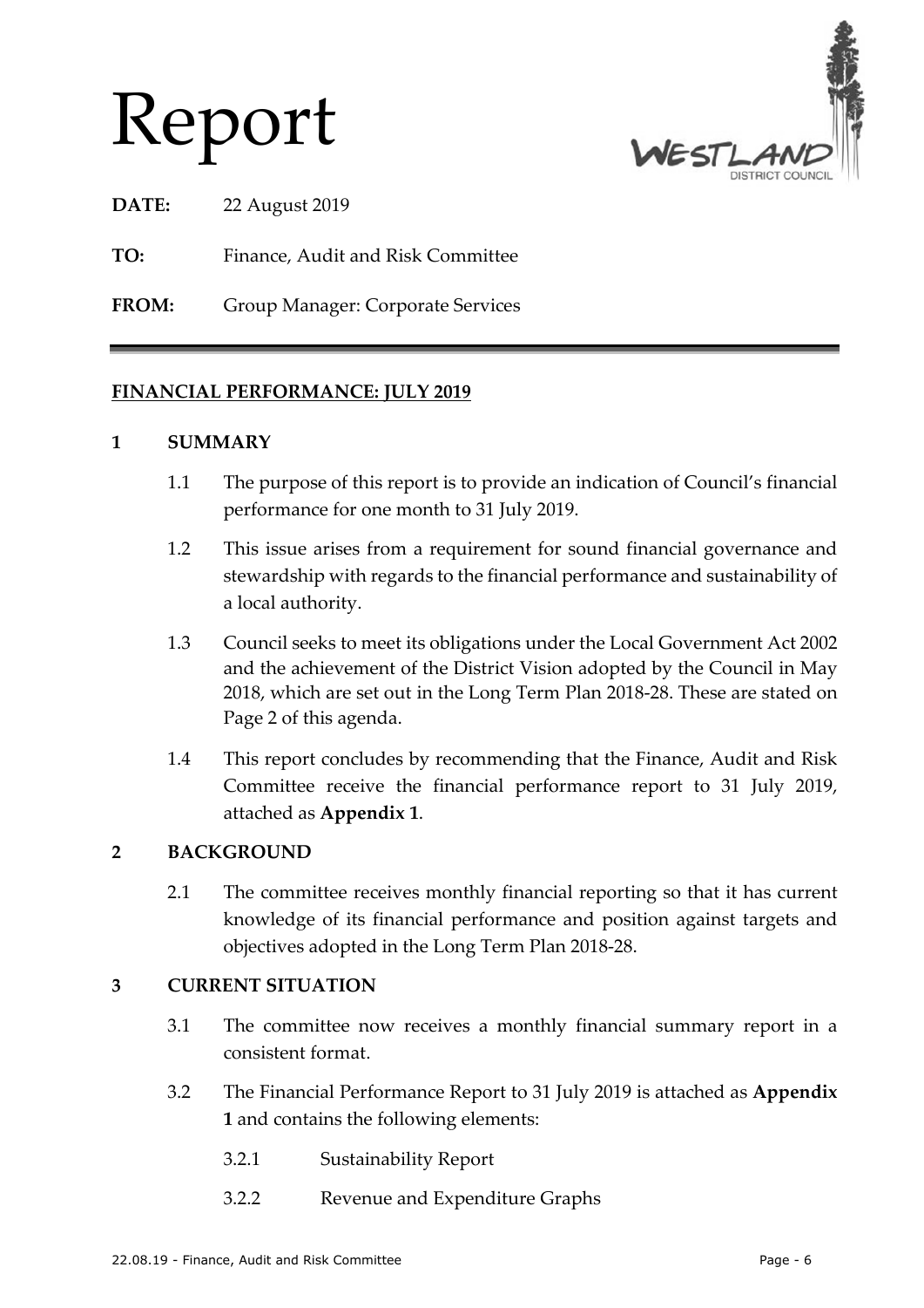# Report

**DATE:** 22 August 2019

**TO:** Finance, Audit and Risk Committee

**FROM:** Group Manager: Corporate Services

---

**FINANCIAL PERFORMANCE: JULY 2019**

## 1 SUMMARY

1.1 The purpose of this report is to provide an indication of Council's financial performance for one month to 31 July 2019.

1.2 This issue arises from a requirement for sound financial governance and stewardship with regards to the financial performance and sustainability of a local authority.

1.3 Council seeks to meet its obligations under the Local Government Act 2002 and the achievement of the District Vision adopted by the Council in May 2018, which are set out in the Long Term Plan 2018-28. These are stated on Page 2 of this agenda.

1.4 This report concludes by recommending that the Finance, Audit and Risk Committee receive the financial performance report to 31 July 2019, attached as **Appendix 1**.

## 2 BACKGROUND

2.1 The committee receives monthly financial reporting so that it has current knowledge of its financial performance and position against targets and objectives adopted in the Long Term Plan 2018-28.

## 3 CURRENT SITUATION

3.1 The committee now receives a monthly financial summary report in a consistent format.

3.2 The Financial Performance Report to 31 July 2019 is attached as **Appendix 1** and contains the following elements:

3.2.1 Sustainability Report

3.2.2 Revenue and Expenditure Graphs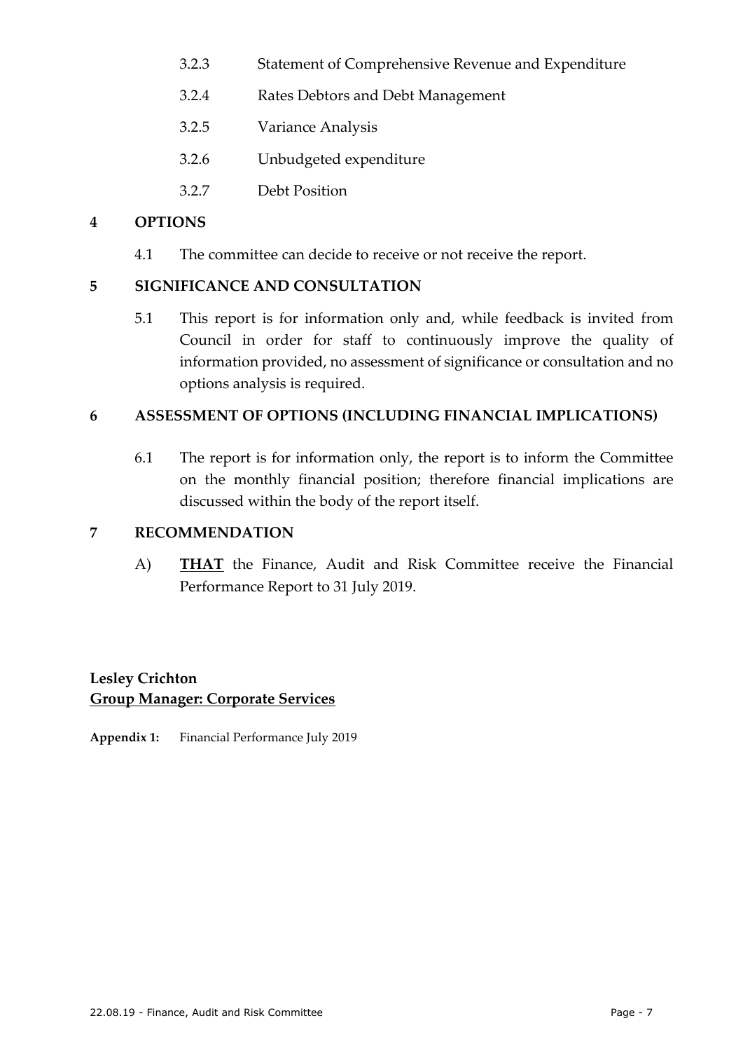3.2.3 Statement of Comprehensive Revenue and Expenditure

3.2.4 Rates Debtors and Debt Management

3.2.5 Variance Analysis

3.2.6 Unbudgeted expenditure

3.2.7 Debt Position

## 4 OPTIONS

4.1 The committee can decide to receive or not receive the report.

## 5 SIGNIFICANCE AND CONSULTATION

5.1 This report is for information only and, while feedback is invited from Council in order for staff to continuously improve the quality of information provided, no assessment of significance or consultation and no options analysis is required.

## 6 ASSESSMENT OF OPTIONS (INCLUDING FINANCIAL IMPLICATIONS)

6.1 The report is for information only, the report is to inform the Committee on the monthly financial position; therefore financial implications are discussed within the body of the report itself.

## 7 RECOMMENDATION

A) **THAT** the Finance, Audit and Risk Committee receive the Financial Performance Report to 31 July 2019.

**Lesley Crichton**
**Group Manager: Corporate Services**

**Appendix 1:** Financial Performance July 2019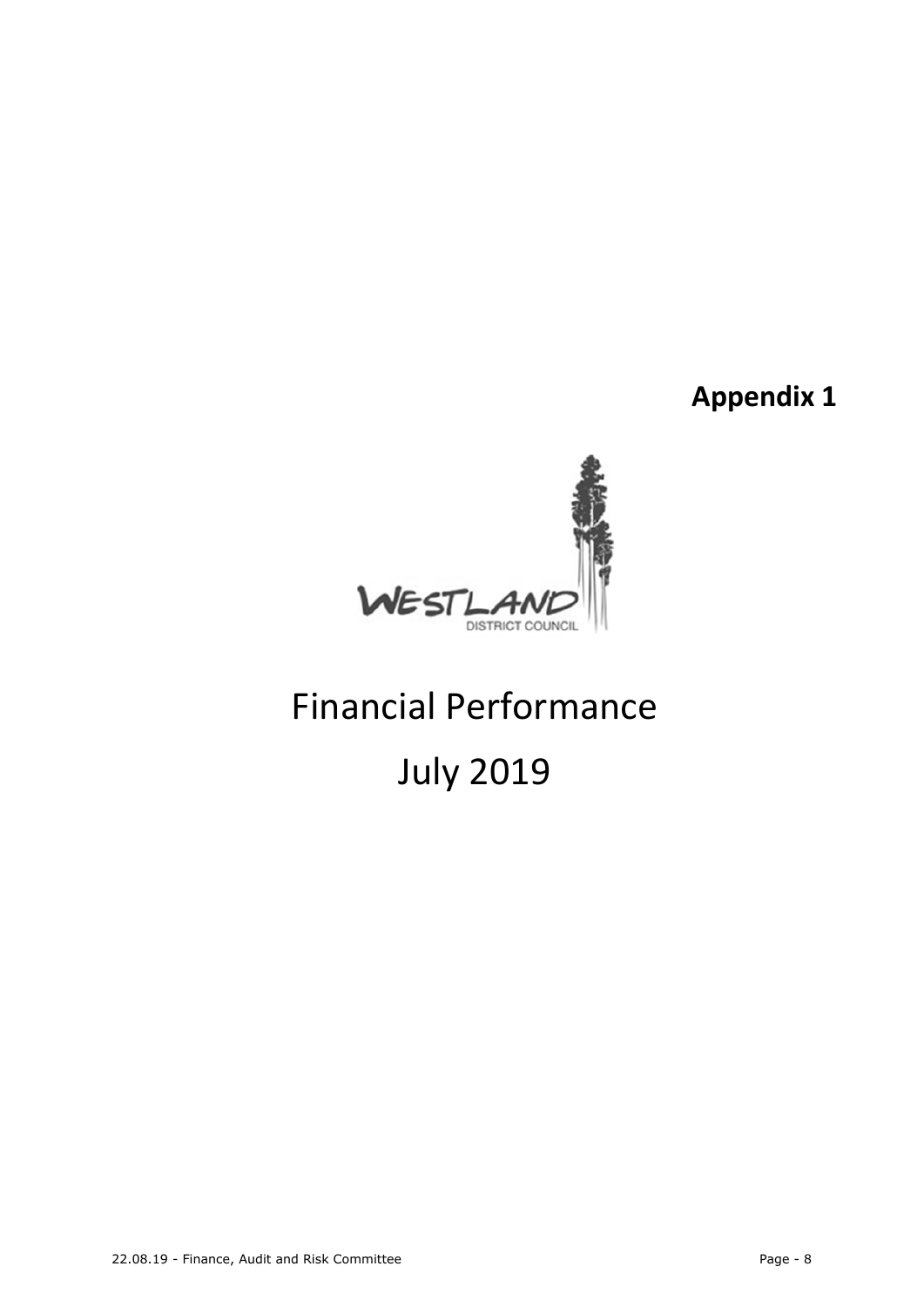**Appendix 1**

WESTLAND DISTRICT COUNCIL

# Financial Performance

# July 2019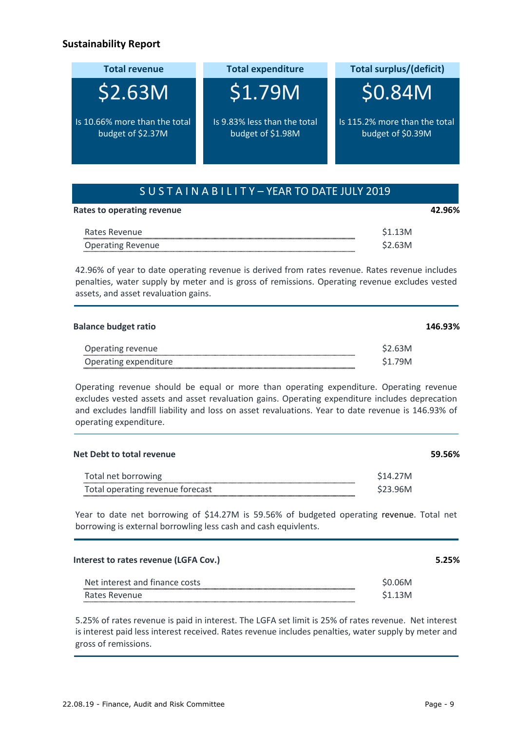## Sustainability Report

| Total revenue | Total expenditure | Total surplus/(deficit) |
|---|---|---|
| $2.63M | $1.79M | $0.84M |
| Is 10.66% more than the total budget of $2.37M | Is 9.83% less than the total budget of $1.98M | Is 115.2% more than the total budget of $0.39M |

### S U S T A I N A B I L I T Y – YEAR TO DATE JULY 2019

**Rates to operating revenue** **42.96%**

| | |
|---|---|
| Rates Revenue | $1.13M |
| Operating Revenue | $2.63M |

42.96% of year to date operating revenue is derived from rates revenue. Rates revenue includes penalties, water supply by meter and is gross of remissions. Operating revenue excludes vested assets, and asset revaluation gains.

**Balance budget ratio** **146.93%**

| | |
|---|---|
| Operating revenue | $2.63M |
| Operating expenditure | $1.79M |

Operating revenue should be equal or more than operating expenditure. Operating revenue excludes vested assets and asset revaluation gains. Operating expenditure includes deprecation and excludes landfill liability and loss on asset revaluations. Year to date revenue is 146.93% of operating expenditure.

**Net Debt to total revenue** **59.56%**

| | |
|---|---|
| Total net borrowing | $14.27M |
| Total operating revenue forecast | $23.96M |

Year to date net borrowing of $14.27M is 59.56% of budgeted operating revenue. Total net borrowing is external borrowling less cash and cash equivlents.

**Interest to rates revenue (LGFA Cov.)** **5.25%**

| | |
|---|---|
| Net interest and finance costs | $0.06M |
| Rates Revenue | $1.13M |

5.25% of rates revenue is paid in interest. The LGFA set limit is 25% of rates revenue. Net interest is interest paid less interest received. Rates revenue includes penalties, water supply by meter and gross of remissions.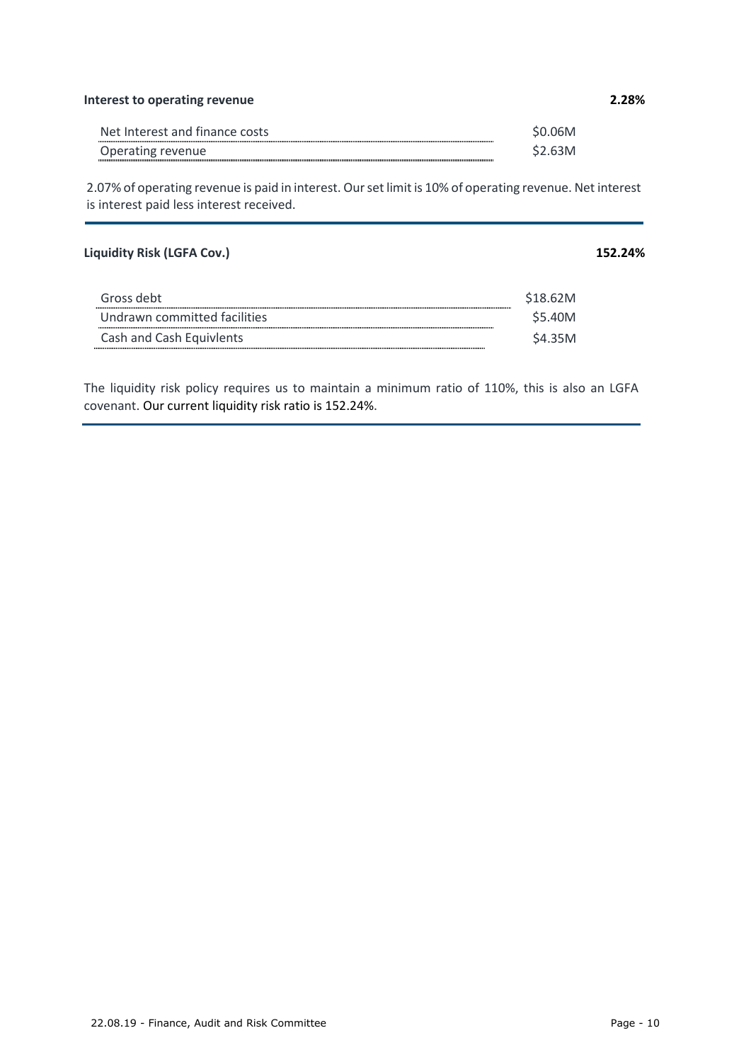**Interest to operating revenue** **2.28%**

| | |
|---|---|
| Net Interest and finance costs | $0.06M |
| Operating revenue | $2.63M |

2.07% of operating revenue is paid in interest. Our set limit is 10% of operating revenue. Net interest is interest paid less interest received.

**Liquidity Risk (LGFA Cov.)** **152.24%**

| | |
|---|---|
| Gross debt | $18.62M |
| Undrawn committed facilities | $5.40M |
| Cash and Cash Equivlents | $4.35M |

The liquidity risk policy requires us to maintain a minimum ratio of 110%, this is also an LGFA covenant. Our current liquidity risk ratio is 152.24%.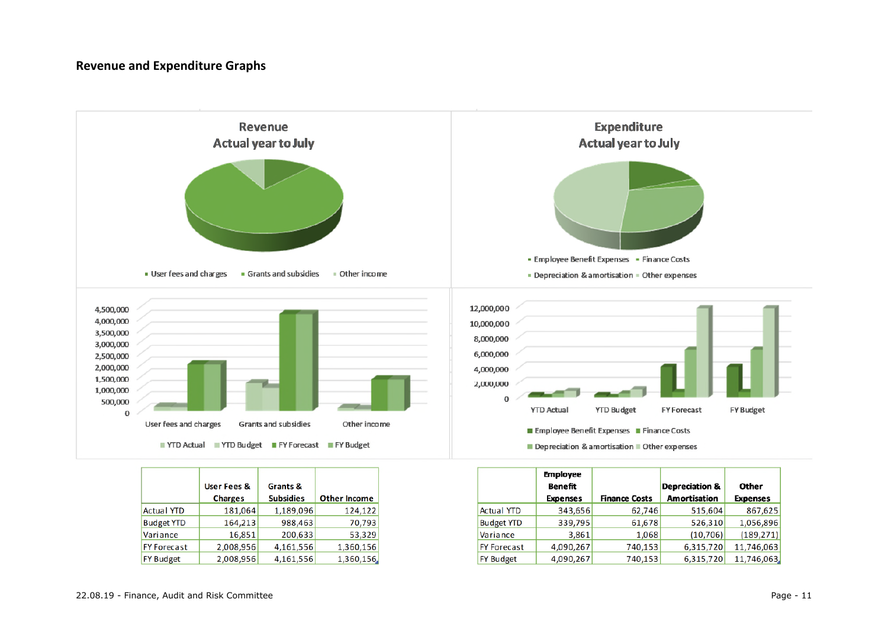## Revenue and Expenditure Graphs

|  | User Fees & Charges | Grants & Subsidies | Other Income |
|---|---|---|---|
| Actual YTD | 181,064 | 1,189,096 | 124,122 |
| Budget YTD | 164,213 | 988,463 | 70,793 |
| Variance | 16,851 | 200,633 | 53,329 |
| FY Forecast | 2,008,956 | 4,161,556 | 1,360,156 |
| FY Budget | 2,008,956 | 4,161,556 | 1,360,156 |

|  | Employee Benefit Expenses | Finance Costs | Depreciation & Amortisation | Other Expenses |
|---|---|---|---|---|
| Actual YTD | 343,656 | 62,746 | 515,604 | 867,625 |
| Budget YTD | 339,795 | 61,678 | 526,310 | 1,056,896 |
| Variance | 3,861 | 1,068 | (10,706) | (189,271) |
| FY Forecast | 4,090,267 | 740,153 | 6,315,720 | 11,746,063 |
| FY Budget | 4,090,267 | 740,153 | 6,315,720 | 11,746,063 |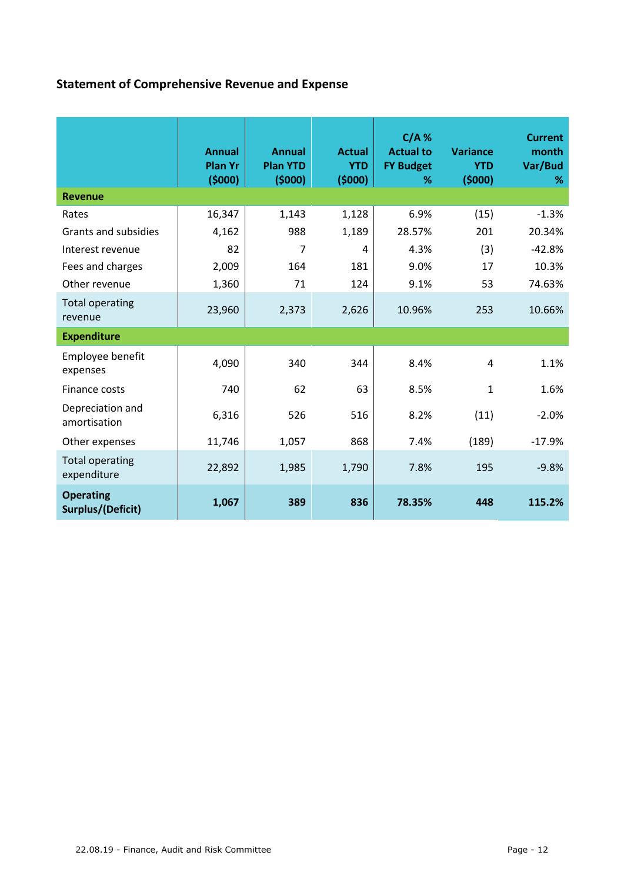## Statement of Comprehensive Revenue and Expense

| | Annual Plan Yr ($000) | Annual Plan YTD ($000) | Actual YTD ($000) | C/A % Actual to FY Budget % | Variance YTD ($000) | Current month Var/Bud % |
|---|---|---|---|---|---|---|
| **Revenue** | | | | | | |
| Rates | 16,347 | 1,143 | 1,128 | 6.9% | (15) | -1.3% |
| Grants and subsidies | 4,162 | 988 | 1,189 | 28.57% | 201 | 20.34% |
| Interest revenue | 82 | 7 | 4 | 4.3% | (3) | -42.8% |
| Fees and charges | 2,009 | 164 | 181 | 9.0% | 17 | 10.3% |
| Other revenue | 1,360 | 71 | 124 | 9.1% | 53 | 74.63% |
| Total operating revenue | 23,960 | 2,373 | 2,626 | 10.96% | 253 | 10.66% |
| **Expenditure** | | | | | | |
| Employee benefit expenses | 4,090 | 340 | 344 | 8.4% | 4 | 1.1% |
| Finance costs | 740 | 62 | 63 | 8.5% | 1 | 1.6% |
| Depreciation and amortisation | 6,316 | 526 | 516 | 8.2% | (11) | -2.0% |
| Other expenses | 11,746 | 1,057 | 868 | 7.4% | (189) | -17.9% |
| Total operating expenditure | 22,892 | 1,985 | 1,790 | 7.8% | 195 | -9.8% |
| **Operating Surplus/(Deficit)** | **1,067** | **389** | **836** | **78.35%** | **448** | **115.2%** |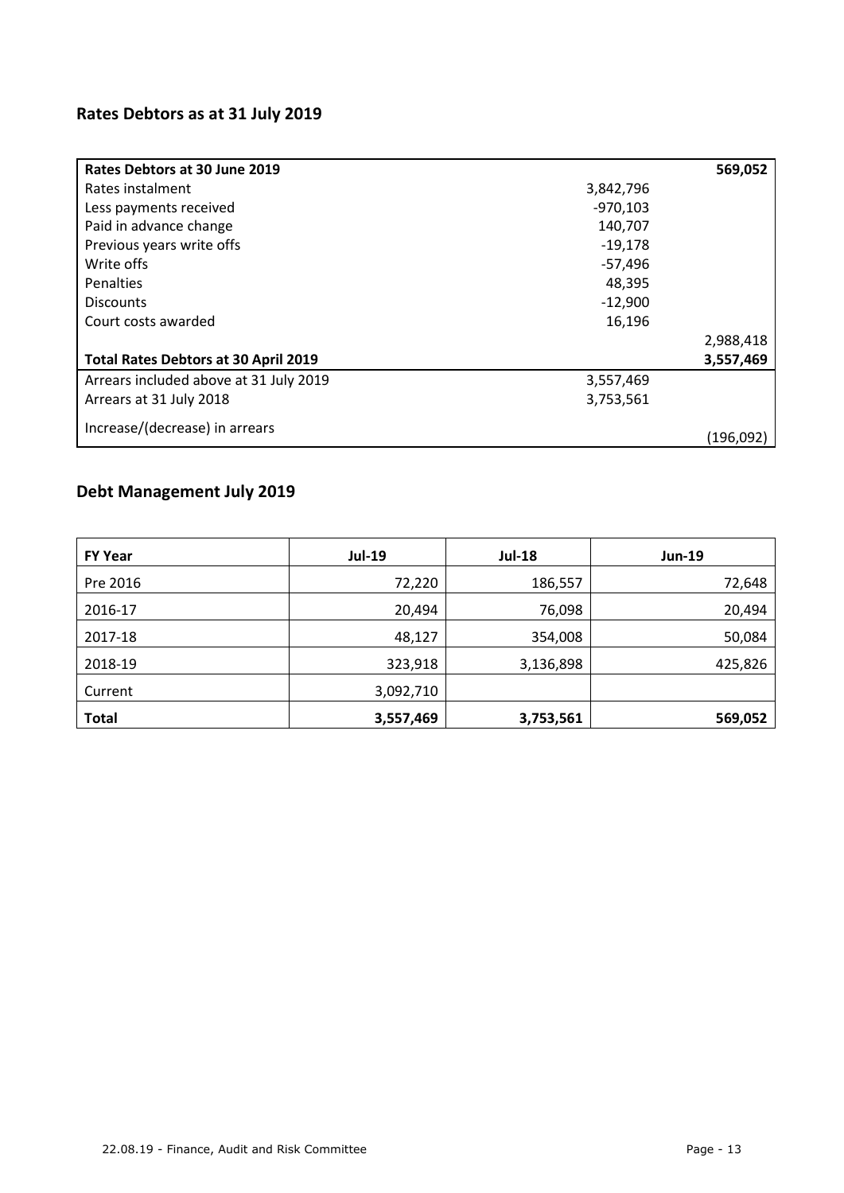## Rates Debtors as at 31 July 2019

| Rates Debtors at 30 June 2019 | | 569,052 |
|---|---|---|
| Rates instalment | 3,842,796 | |
| Less payments received | -970,103 | |
| Paid in advance change | 140,707 | |
| Previous years write offs | -19,178 | |
| Write offs | -57,496 | |
| Penalties | 48,395 | |
| Discounts | -12,900 | |
| Court costs awarded | 16,196 | |
| | | 2,988,418 |
| **Total Rates Debtors at 30 April 2019** | | **3,557,469** |
| Arrears included above at 31 July 2019 | 3,557,469 | |
| Arrears at 31 July 2018 | 3,753,561 | |
| Increase/(decrease) in arrears | | (196,092) |

## Debt Management July 2019

| FY Year | Jul-19 | Jul-18 | Jun-19 |
|---|---|---|---|
| Pre 2016 | 72,220 | 186,557 | 72,648 |
| 2016-17 | 20,494 | 76,098 | 20,494 |
| 2017-18 | 48,127 | 354,008 | 50,084 |
| 2018-19 | 323,918 | 3,136,898 | 425,826 |
| Current | 3,092,710 | | |
| **Total** | **3,557,469** | **3,753,561** | **569,052** |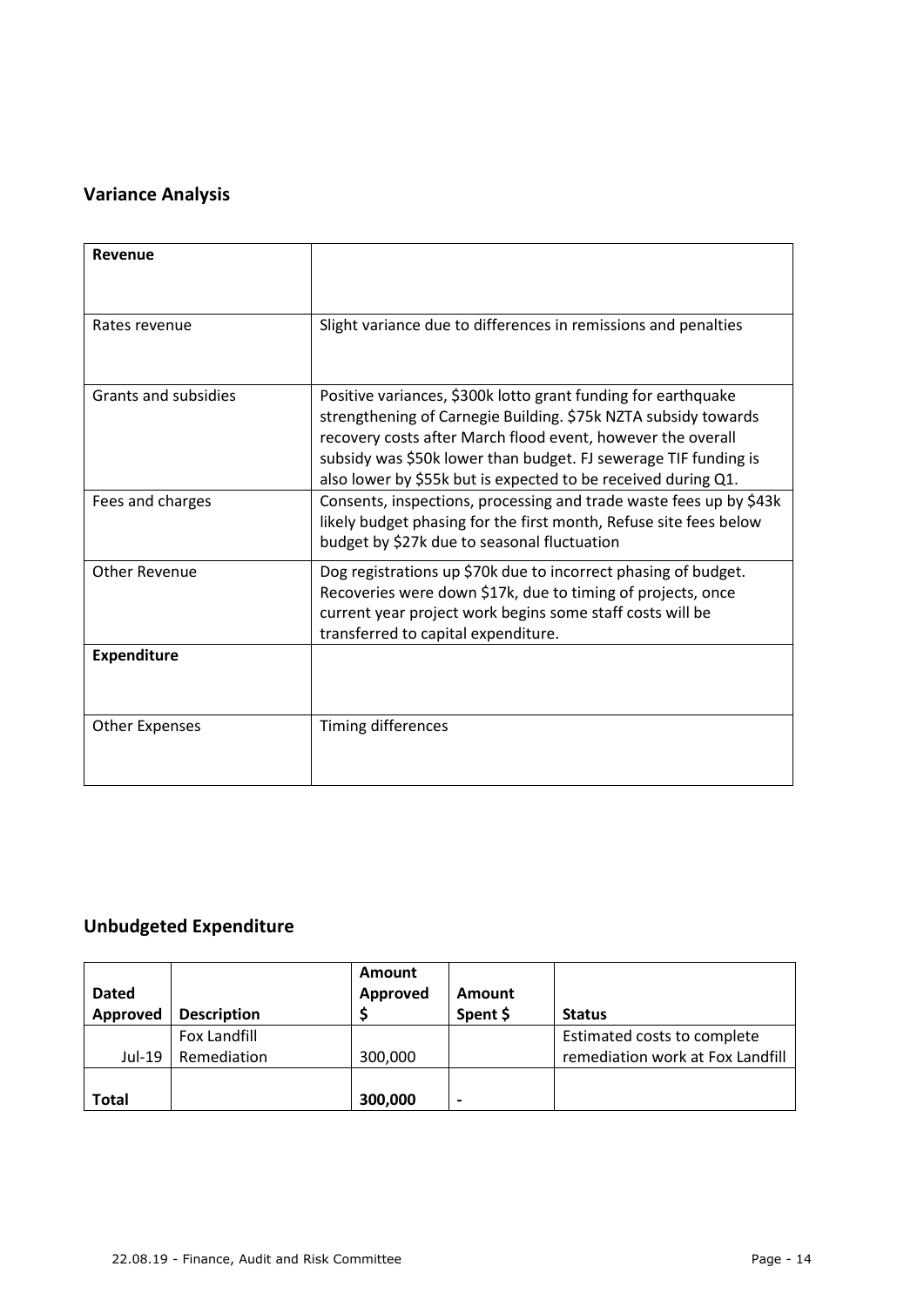## Variance Analysis

| **Revenue** | |
|---|---|
| Rates revenue | Slight variance due to differences in remissions and penalties |
| Grants and subsidies | Positive variances, \$300k lotto grant funding for earthquake strengthening of Carnegie Building. \$75k NZTA subsidy towards recovery costs after March flood event, however the overall subsidy was \$50k lower than budget. FJ sewerage TIF funding is also lower by \$55k but is expected to be received during Q1. |
| Fees and charges | Consents, inspections, processing and trade waste fees up by \$43k likely budget phasing for the first month, Refuse site fees below budget by \$27k due to seasonal fluctuation |
| Other Revenue | Dog registrations up \$70k due to incorrect phasing of budget. Recoveries were down \$17k, due to timing of projects, once current year project work begins some staff costs will be transferred to capital expenditure. |
| **Expenditure** | |
| Other Expenses | Timing differences |

## Unbudgeted Expenditure

| Dated Approved | Description | Amount Approved \$ | Amount Spent \$ | Status |
|---|---|---|---|---|
| Jul-19 | Fox Landfill Remediation | 300,000 | | Estimated costs to complete remediation work at Fox Landfill |
| **Total** | | **300,000** | - | |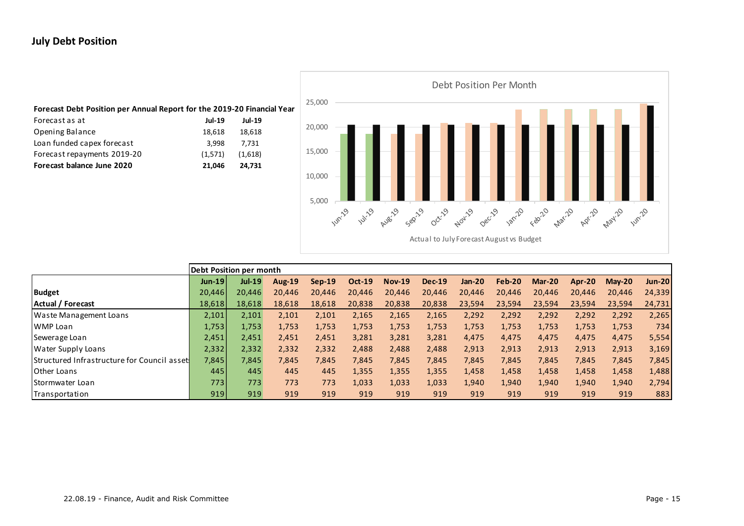## July Debt Position

**Forecast Debt Position per Annual Report for the 2019-20 Financial Year**

| Forecast as at | Jul-19 | Jul-19 |
|---|---|---|
| Opening Balance | 18,618 | 18,618 |
| Loan funded capex forecast | 3,998 | 7,731 |
| Forecast repayments 2019-20 | (1,571) | (1,618) |
| **Forecast balance June 2020** | **21,046** | **24,731** |

Debt Position Per Month

Actual to July Forecast August vs Budget

| | Debt Position per month | | | | | | | | | | | | |
|---|---|---|---|---|---|---|---|---|---|---|---|---|---|
| | **Jun-19** | **Jul-19** | **Aug-19** | **Sep-19** | **Oct-19** | **Nov-19** | **Dec-19** | **Jan-20** | **Feb-20** | **Mar-20** | **Apr-20** | **May-20** | **Jun-20** |
| **Budget** | 20,446 | 20,446 | 20,446 | 20,446 | 20,446 | 20,446 | 20,446 | 20,446 | 20,446 | 20,446 | 20,446 | 20,446 | 24,339 |
| **Actual / Forecast** | 18,618 | 18,618 | 18,618 | 18,618 | 20,838 | 20,838 | 20,838 | 23,594 | 23,594 | 23,594 | 23,594 | 23,594 | 24,731 |
| Waste Management Loans | 2,101 | 2,101 | 2,101 | 2,101 | 2,165 | 2,165 | 2,165 | 2,292 | 2,292 | 2,292 | 2,292 | 2,292 | 2,265 |
| WMP Loan | 1,753 | 1,753 | 1,753 | 1,753 | 1,753 | 1,753 | 1,753 | 1,753 | 1,753 | 1,753 | 1,753 | 1,753 | 734 |
| Sewerage Loan | 2,451 | 2,451 | 2,451 | 2,451 | 3,281 | 3,281 | 3,281 | 4,475 | 4,475 | 4,475 | 4,475 | 4,475 | 5,554 |
| Water Supply Loans | 2,332 | 2,332 | 2,332 | 2,332 | 2,488 | 2,488 | 2,488 | 2,913 | 2,913 | 2,913 | 2,913 | 2,913 | 3,169 |
| Structured Infrastructure for Council assets | 7,845 | 7,845 | 7,845 | 7,845 | 7,845 | 7,845 | 7,845 | 7,845 | 7,845 | 7,845 | 7,845 | 7,845 | 7,845 |
| Other Loans | 445 | 445 | 445 | 445 | 1,355 | 1,355 | 1,355 | 1,458 | 1,458 | 1,458 | 1,458 | 1,458 | 1,488 |
| Stormwater Loan | 773 | 773 | 773 | 773 | 1,033 | 1,033 | 1,033 | 1,940 | 1,940 | 1,940 | 1,940 | 1,940 | 2,794 |
| Transportation | 919 | 919 | 919 | 919 | 919 | 919 | 919 | 919 | 919 | 919 | 919 | 919 | 883 |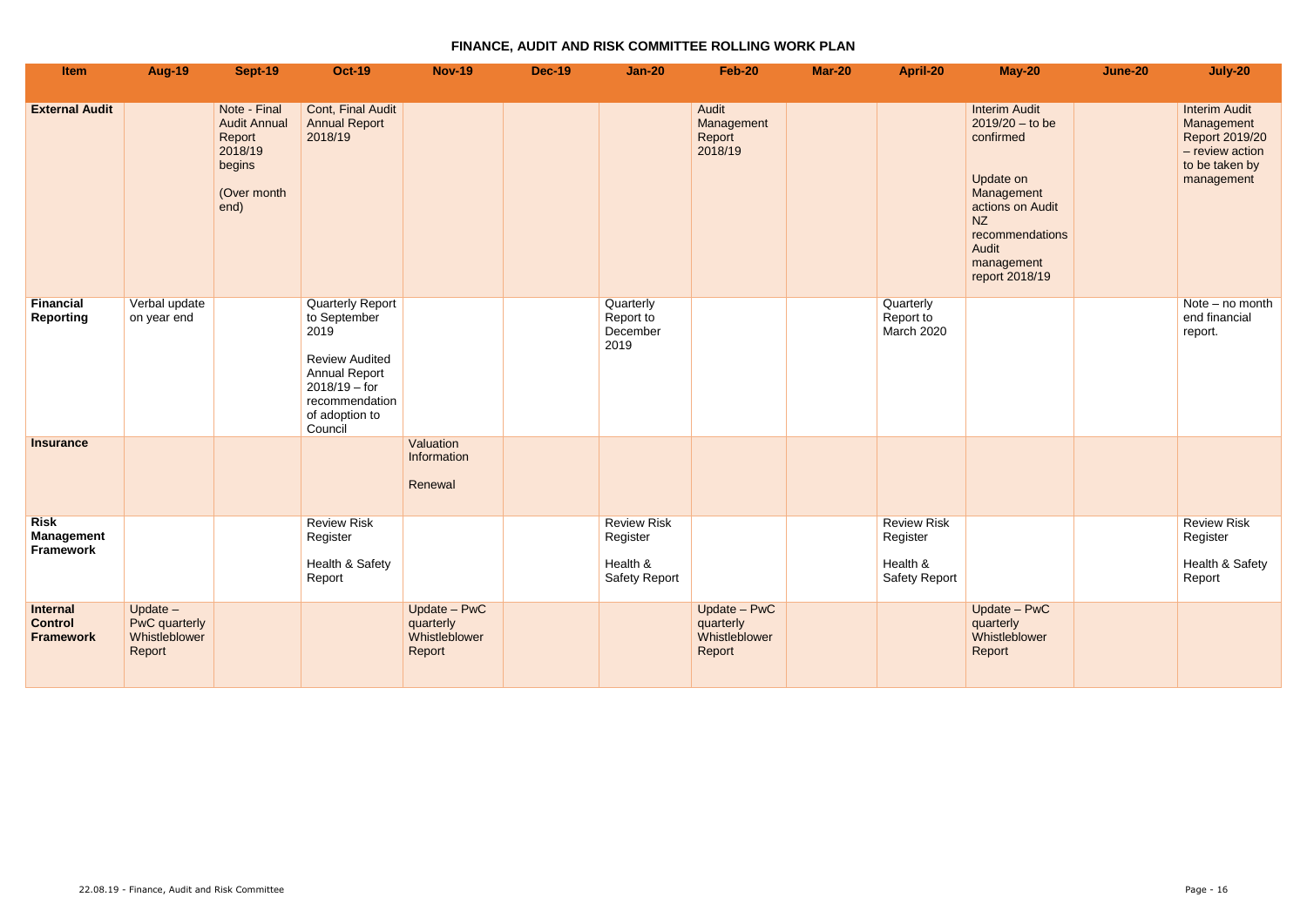# FINANCE, AUDIT AND RISK COMMITTEE ROLLING WORK PLAN

| Item | Aug-19 | Sept-19 | Oct-19 | Nov-19 | Dec-19 | Jan-20 | Feb-20 | Mar-20 | April-20 | May-20 | June-20 | July-20 |
|---|---|---|---|---|---|---|---|---|---|---|---|---|
| **External Audit** | | Note - Final Audit Annual Report 2018/19 begins<br><br>(Over month end) | Cont, Final Audit Annual Report 2018/19 | | | | Audit Management Report 2018/19 | | | Interim Audit 2019/20 – to be confirmed<br><br>Update on Management actions on Audit NZ recommendations Audit management report 2018/19 | | Interim Audit Management Report 2019/20 – review action to be taken by management |
| **Financial Reporting** | Verbal update on year end | | Quarterly Report to September 2019<br><br>Review Audited Annual Report 2018/19 – for recommendation of adoption to Council | | | Quarterly Report to December 2019 | | | Quarterly Report to March 2020 | | | Note – no month end financial report. |
| **Insurance** | | | | Valuation Information<br><br>Renewal | | | | | | | | |
| **Risk Management Framework** | | | Review Risk Register<br><br>Health & Safety Report | | | Review Risk Register<br><br>Health & Safety Report | | | Review Risk Register<br><br>Health & Safety Report | | | Review Risk Register<br><br>Health & Safety Report |
| **Internal Control Framework** | Update – PwC quarterly Whistleblower Report | | | Update – PwC quarterly Whistleblower Report | | | Update – PwC quarterly Whistleblower Report | | | Update – PwC quarterly Whistleblower Report | | |